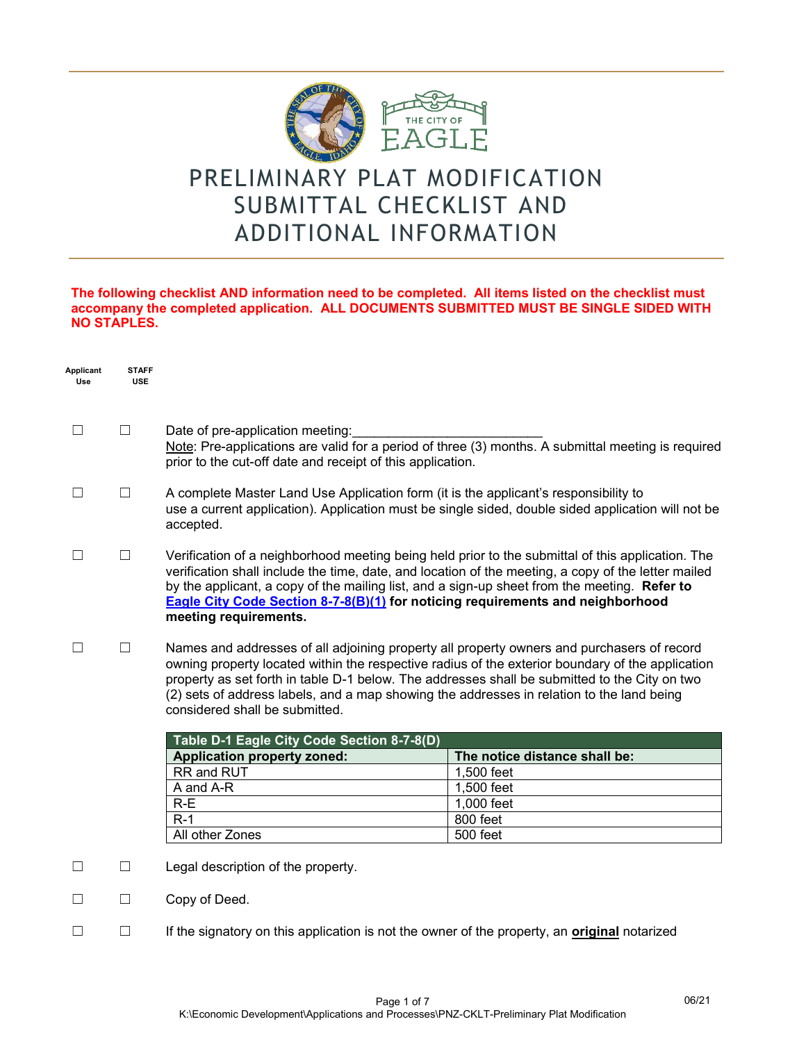# PRELIMINARY PLAT MODIFICATION SUBMITTAL CHECKLIST AND ADDITIONAL INFORMATION

**The following checklist AND information need to be completed. All items listed on the checklist must accompany the completed application. ALL DOCUMENTS SUBMITTED MUST BE SINGLE SIDED WITH NO STAPLES.**

**Applicant Use** | **STAFF USE**

☐ ☐ Date of pre-application meeting:___________________________
Note: Pre-applications are valid for a period of three (3) months. A submittal meeting is required prior to the cut-off date and receipt of this application.

☐ ☐ A complete Master Land Use Application form (it is the applicant's responsibility to use a current application). Application must be single sided, double sided application will not be accepted.

☐ ☐ Verification of a neighborhood meeting being held prior to the submittal of this application. The verification shall include the time, date, and location of the meeting, a copy of the letter mailed by the applicant, a copy of the mailing list, and a sign-up sheet from the meeting. **Refer to Eagle City Code Section 8-7-8(B)(1) for noticing requirements and neighborhood meeting requirements.**

☐ ☐ Names and addresses of all adjoining property all property owners and purchasers of record owning property located within the respective radius of the exterior boundary of the application property as set forth in table D-1 below. The addresses shall be submitted to the City on two (2) sets of address labels, and a map showing the addresses in relation to the land being considered shall be submitted.

| Table D-1 Eagle City Code Section 8-7-8(D) | |
|---|---|
| **Application property zoned:** | **The notice distance shall be:** |
| RR and RUT | 1,500 feet |
| A and A-R | 1,500 feet |
| R-E | 1,000 feet |
| R-1 | 800 feet |
| All other Zones | 500 feet |

☐ ☐ Legal description of the property.

☐ ☐ Copy of Deed.

☐ ☐ If the signatory on this application is not the owner of the property, an **original** notarized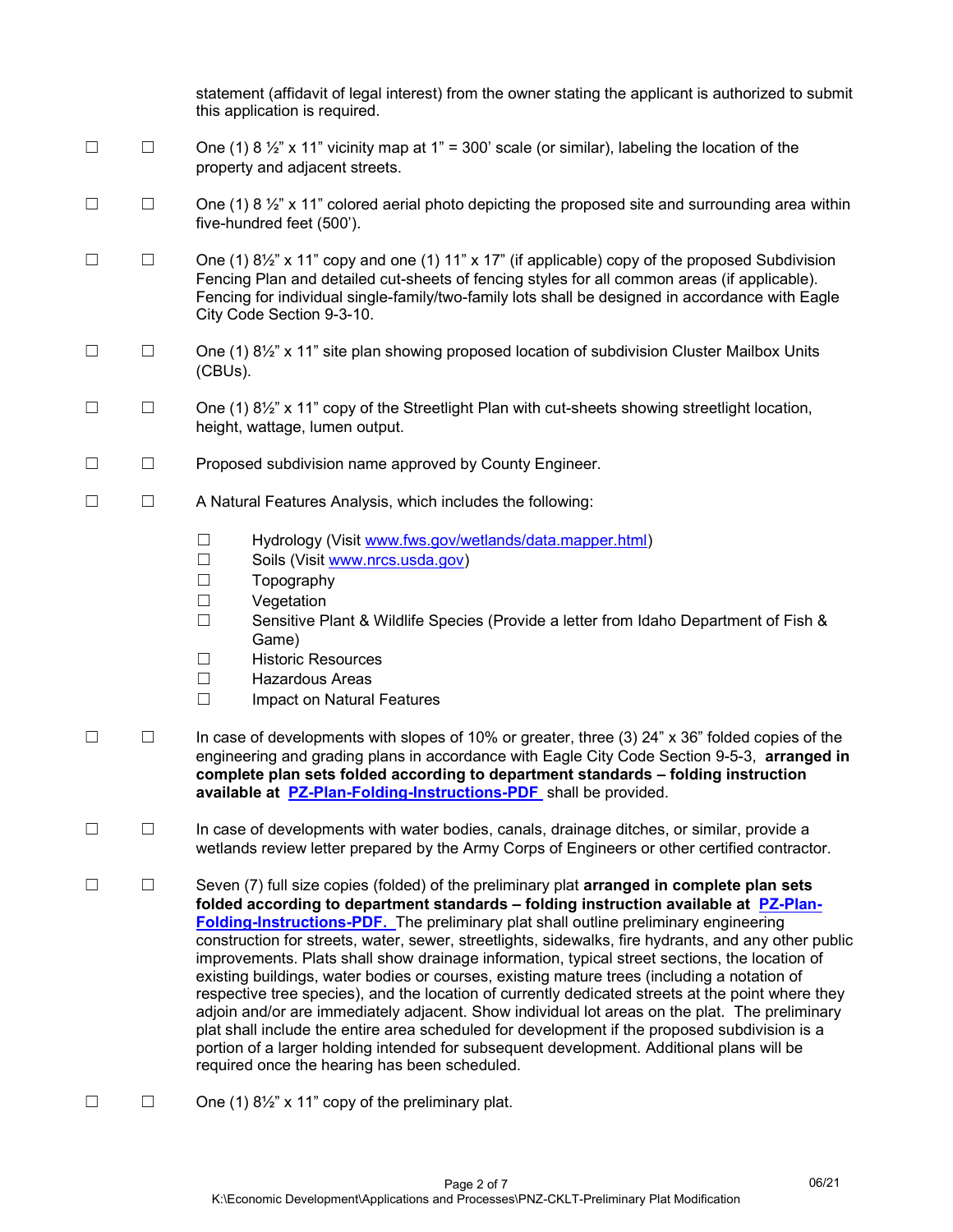statement (affidavit of legal interest) from the owner stating the applicant is authorized to submit this application is required.

☐ ☐ One (1) 8 ½" x 11" vicinity map at 1" = 300' scale (or similar), labeling the location of the property and adjacent streets.

☐ ☐ One (1) 8 ½" x 11" colored aerial photo depicting the proposed site and surrounding area within five-hundred feet (500').

☐ ☐ One (1) 8½" x 11" copy and one (1) 11" x 17" (if applicable) copy of the proposed Subdivision Fencing Plan and detailed cut-sheets of fencing styles for all common areas (if applicable). Fencing for individual single-family/two-family lots shall be designed in accordance with Eagle City Code Section 9-3-10.

☐ ☐ One (1) 8½" x 11" site plan showing proposed location of subdivision Cluster Mailbox Units (CBUs).

☐ ☐ One (1) 8½" x 11" copy of the Streetlight Plan with cut-sheets showing streetlight location, height, wattage, lumen output.

☐ ☐ Proposed subdivision name approved by County Engineer.

☐ ☐ A Natural Features Analysis, which includes the following:

- ☐ Hydrology (Visit www.fws.gov/wetlands/data.mapper.html)
- ☐ Soils (Visit www.nrcs.usda.gov)
- ☐ Topography
- ☐ Vegetation
- ☐ Sensitive Plant & Wildlife Species (Provide a letter from Idaho Department of Fish & Game)
- ☐ Historic Resources
- ☐ Hazardous Areas
- ☐ Impact on Natural Features

☐ ☐ In case of developments with slopes of 10% or greater, three (3) 24" x 36" folded copies of the engineering and grading plans in accordance with Eagle City Code Section 9-5-3, **arranged in complete plan sets folded according to department standards – folding instruction available at PZ-Plan-Folding-Instructions-PDF** shall be provided.

☐ ☐ In case of developments with water bodies, canals, drainage ditches, or similar, provide a wetlands review letter prepared by the Army Corps of Engineers or other certified contractor.

☐ ☐ Seven (7) full size copies (folded) of the preliminary plat **arranged in complete plan sets folded according to department standards – folding instruction available at PZ-Plan-Folding-Instructions-PDF.** The preliminary plat shall outline preliminary engineering construction for streets, water, sewer, streetlights, sidewalks, fire hydrants, and any other public improvements. Plats shall show drainage information, typical street sections, the location of existing buildings, water bodies or courses, existing mature trees (including a notation of respective tree species), and the location of currently dedicated streets at the point where they adjoin and/or are immediately adjacent. Show individual lot areas on the plat. The preliminary plat shall include the entire area scheduled for development if the proposed subdivision is a portion of a larger holding intended for subsequent development. Additional plans will be required once the hearing has been scheduled.

☐ ☐ One (1) 8½" x 11" copy of the preliminary plat.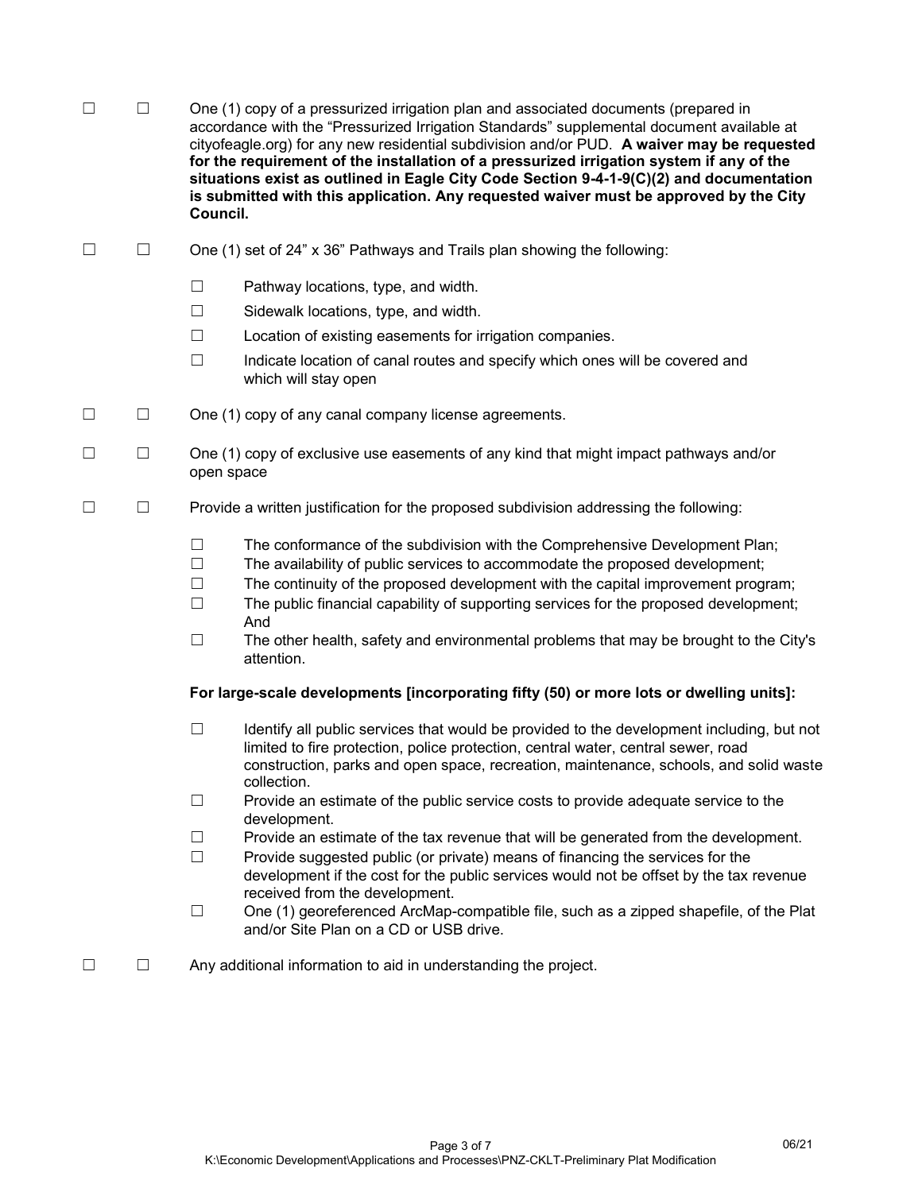☐ ☐ One (1) copy of a pressurized irrigation plan and associated documents (prepared in accordance with the "Pressurized Irrigation Standards" supplemental document available at cityofeagle.org) for any new residential subdivision and/or PUD. **A waiver may be requested for the requirement of the installation of a pressurized irrigation system if any of the situations exist as outlined in Eagle City Code Section 9-4-1-9(C)(2) and documentation is submitted with this application. Any requested waiver must be approved by the City Council.**

☐ ☐ One (1) set of 24" x 36" Pathways and Trails plan showing the following:

- ☐ Pathway locations, type, and width.
- ☐ Sidewalk locations, type, and width.
- ☐ Location of existing easements for irrigation companies.
- ☐ Indicate location of canal routes and specify which ones will be covered and which will stay open

☐ ☐ One (1) copy of any canal company license agreements.

☐ ☐ One (1) copy of exclusive use easements of any kind that might impact pathways and/or open space

☐ ☐ Provide a written justification for the proposed subdivision addressing the following:

- ☐ The conformance of the subdivision with the Comprehensive Development Plan;
- ☐ The availability of public services to accommodate the proposed development;
- ☐ The continuity of the proposed development with the capital improvement program;
- ☐ The public financial capability of supporting services for the proposed development; And
- ☐ The other health, safety and environmental problems that may be brought to the City's attention.

**For large-scale developments [incorporating fifty (50) or more lots or dwelling units]:**

- ☐ Identify all public services that would be provided to the development including, but not limited to fire protection, police protection, central water, central sewer, road construction, parks and open space, recreation, maintenance, schools, and solid waste collection.
- ☐ Provide an estimate of the public service costs to provide adequate service to the development.
- ☐ Provide an estimate of the tax revenue that will be generated from the development.
- ☐ Provide suggested public (or private) means of financing the services for the development if the cost for the public services would not be offset by the tax revenue received from the development.
- ☐ One (1) georeferenced ArcMap-compatible file, such as a zipped shapefile, of the Plat and/or Site Plan on a CD or USB drive.

☐ ☐ Any additional information to aid in understanding the project.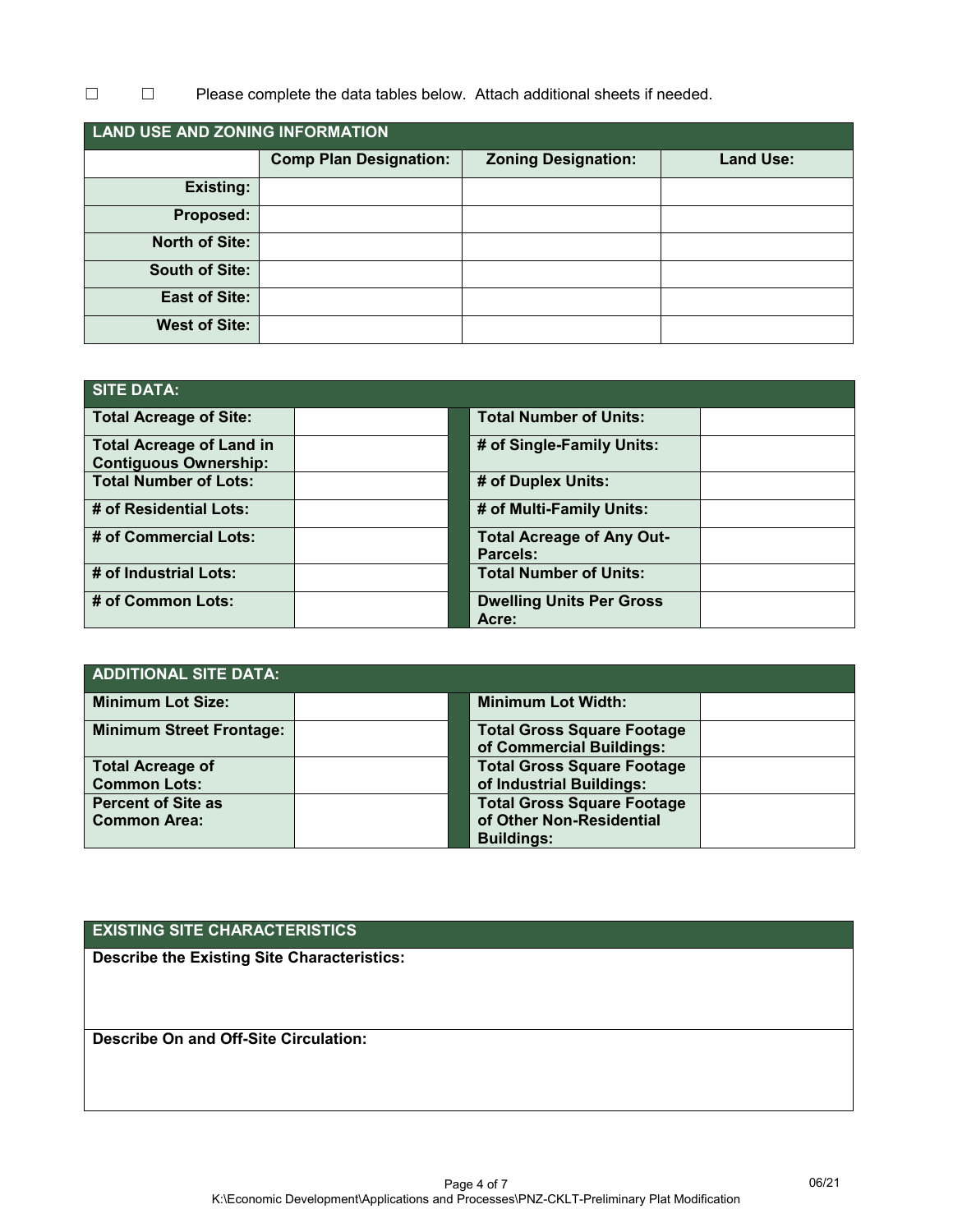☐ ☐ Please complete the data tables below. Attach additional sheets if needed.

| LAND USE AND ZONING INFORMATION | | | |
|---|---|---|---|
| | **Comp Plan Designation:** | **Zoning Designation:** | **Land Use:** |
| **Existing:** | | | |
| **Proposed:** | | | |
| **North of Site:** | | | |
| **South of Site:** | | | |
| **East of Site:** | | | |
| **West of Site:** | | | |

| SITE DATA: | | | |
|---|---|---|---|
| **Total Acreage of Site:** | | **Total Number of Units:** | |
| **Total Acreage of Land in Contiguous Ownership:** | | **# of Single-Family Units:** | |
| **Total Number of Lots:** | | **# of Duplex Units:** | |
| **# of Residential Lots:** | | **# of Multi-Family Units:** | |
| **# of Commercial Lots:** | | **Total Acreage of Any Out-Parcels:** | |
| **# of Industrial Lots:** | | **Total Number of Units:** | |
| **# of Common Lots:** | | **Dwelling Units Per Gross Acre:** | |

| ADDITIONAL SITE DATA: | | | |
|---|---|---|---|
| **Minimum Lot Size:** | | **Minimum Lot Width:** | |
| **Minimum Street Frontage:** | | **Total Gross Square Footage of Commercial Buildings:** | |
| **Total Acreage of Common Lots:** | | **Total Gross Square Footage of Industrial Buildings:** | |
| **Percent of Site as Common Area:** | | **Total Gross Square Footage of Other Non-Residential Buildings:** | |

| EXISTING SITE CHARACTERISTICS |
|---|
| **Describe the Existing Site Characteristics:** |
| **Describe On and Off-Site Circulation:** |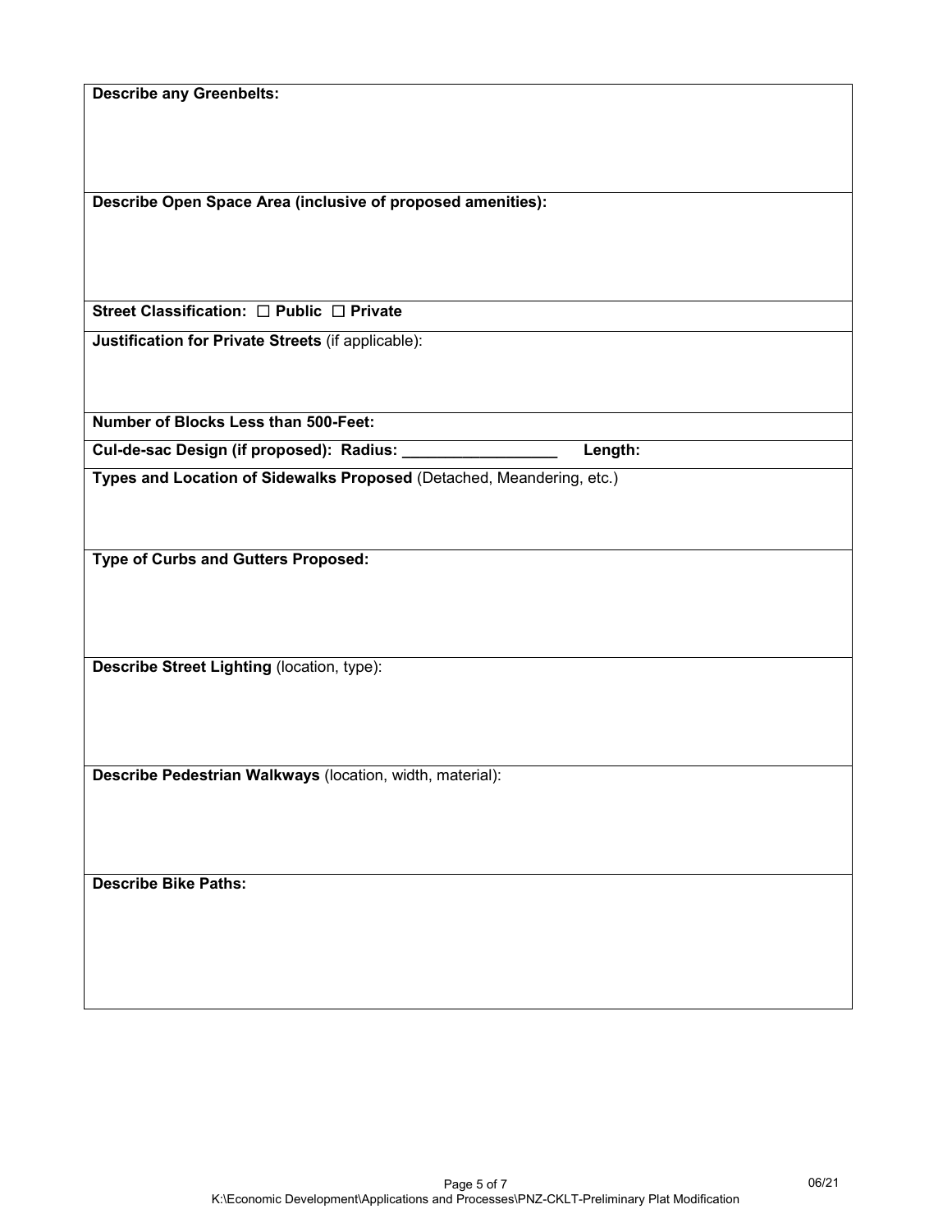**Describe any Greenbelts:**

**Describe Open Space Area (inclusive of proposed amenities):**

**Street Classification:** ☐ **Public** ☐ **Private**

**Justification for Private Streets** (if applicable):

**Number of Blocks Less than 500-Feet:**

**Cul-de-sac Design (if proposed): Radius:** __________________ **Length:**

**Types and Location of Sidewalks Proposed** (Detached, Meandering, etc.)

**Type of Curbs and Gutters Proposed:**

**Describe Street Lighting** (location, type):

**Describe Pedestrian Walkways** (location, width, material):

**Describe Bike Paths:**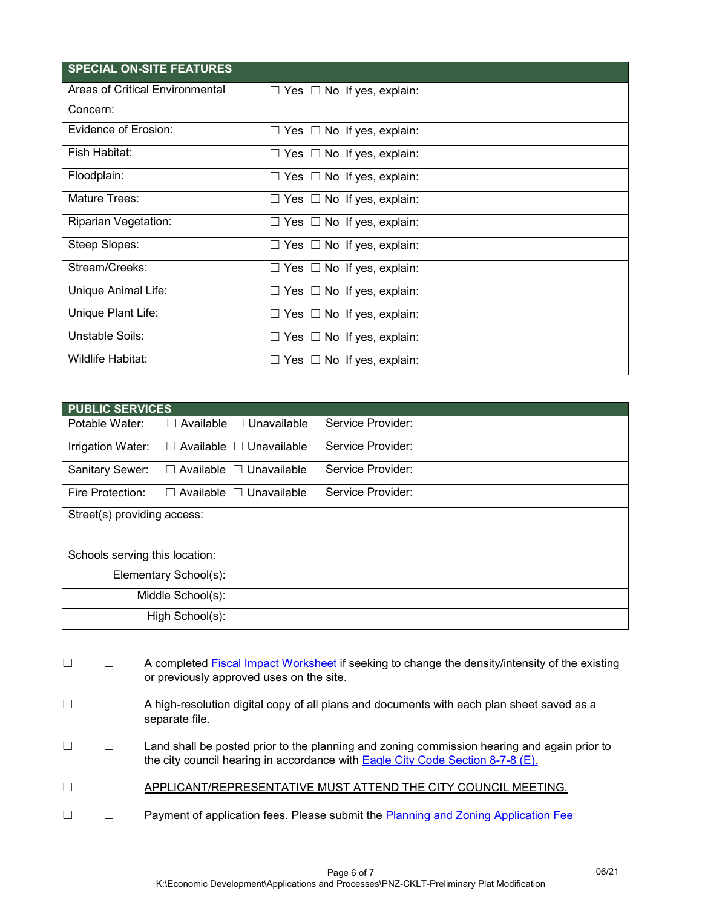| SPECIAL ON-SITE FEATURES | |
|---|---|
| Areas of Critical Environmental Concern: | ☐ Yes ☐ No If yes, explain: |
| Evidence of Erosion: | ☐ Yes ☐ No If yes, explain: |
| Fish Habitat: | ☐ Yes ☐ No If yes, explain: |
| Floodplain: | ☐ Yes ☐ No If yes, explain: |
| Mature Trees: | ☐ Yes ☐ No If yes, explain: |
| Riparian Vegetation: | ☐ Yes ☐ No If yes, explain: |
| Steep Slopes: | ☐ Yes ☐ No If yes, explain: |
| Stream/Creeks: | ☐ Yes ☐ No If yes, explain: |
| Unique Animal Life: | ☐ Yes ☐ No If yes, explain: |
| Unique Plant Life: | ☐ Yes ☐ No If yes, explain: |
| Unstable Soils: | ☐ Yes ☐ No If yes, explain: |
| Wildlife Habitat: | ☐ Yes ☐ No If yes, explain: |

| PUBLIC SERVICES | | |
|---|---|---|
| Potable Water: | ☐ Available ☐ Unavailable | Service Provider: |
| Irrigation Water: | ☐ Available ☐ Unavailable | Service Provider: |
| Sanitary Sewer: | ☐ Available ☐ Unavailable | Service Provider: |
| Fire Protection: | ☐ Available ☐ Unavailable | Service Provider: |
| Street(s) providing access: | | |
| Schools serving this location: | | |
| Elementary School(s): | | |
| Middle School(s): | | |
| High School(s): | | |

☐ ☐ A completed Fiscal Impact Worksheet if seeking to change the density/intensity of the existing or previously approved uses on the site.

☐ ☐ A high-resolution digital copy of all plans and documents with each plan sheet saved as a separate file.

☐ ☐ Land shall be posted prior to the planning and zoning commission hearing and again prior to the city council hearing in accordance with Eagle City Code Section 8-7-8 (E).

☐ ☐ APPLICANT/REPRESENTATIVE MUST ATTEND THE CITY COUNCIL MEETING.

☐ ☐ Payment of application fees. Please submit the Planning and Zoning Application Fee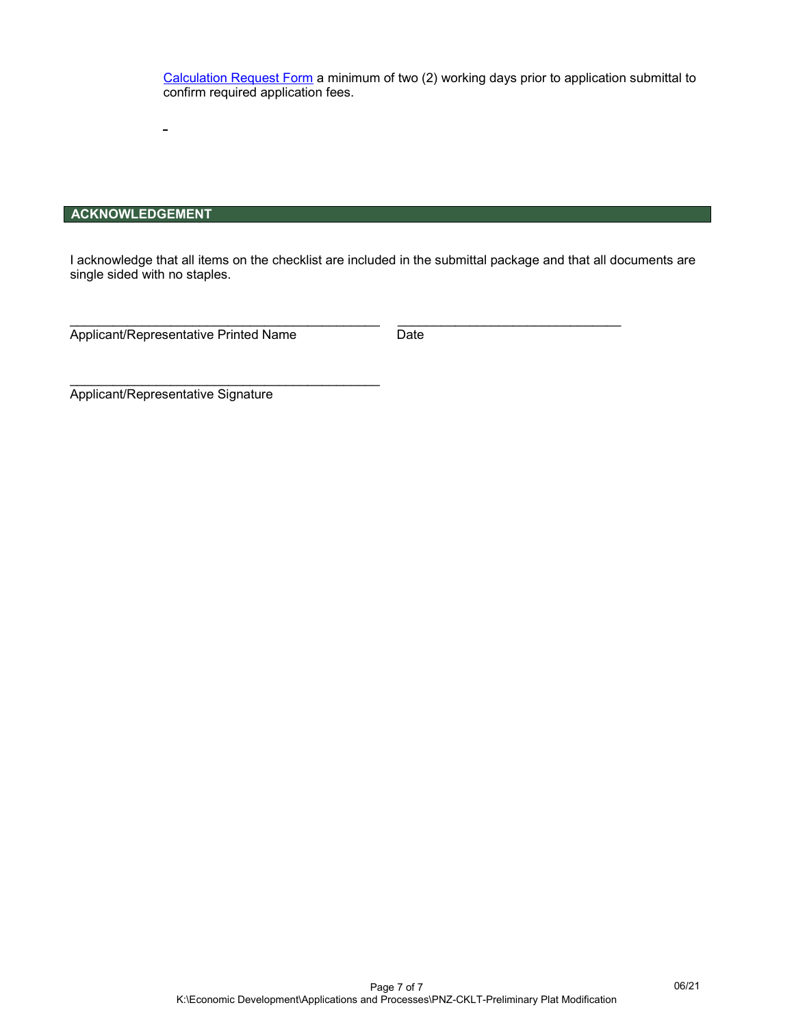Calculation Request Form a minimum of two (2) working days prior to application submittal to confirm required application fees.

## ACKNOWLEDGEMENT

I acknowledge that all items on the checklist are included in the submittal package and that all documents are single sided with no staples.

_____________________________________________ _________________________________

Applicant/Representative Printed Name Date

_____________________________________________

Applicant/Representative Signature